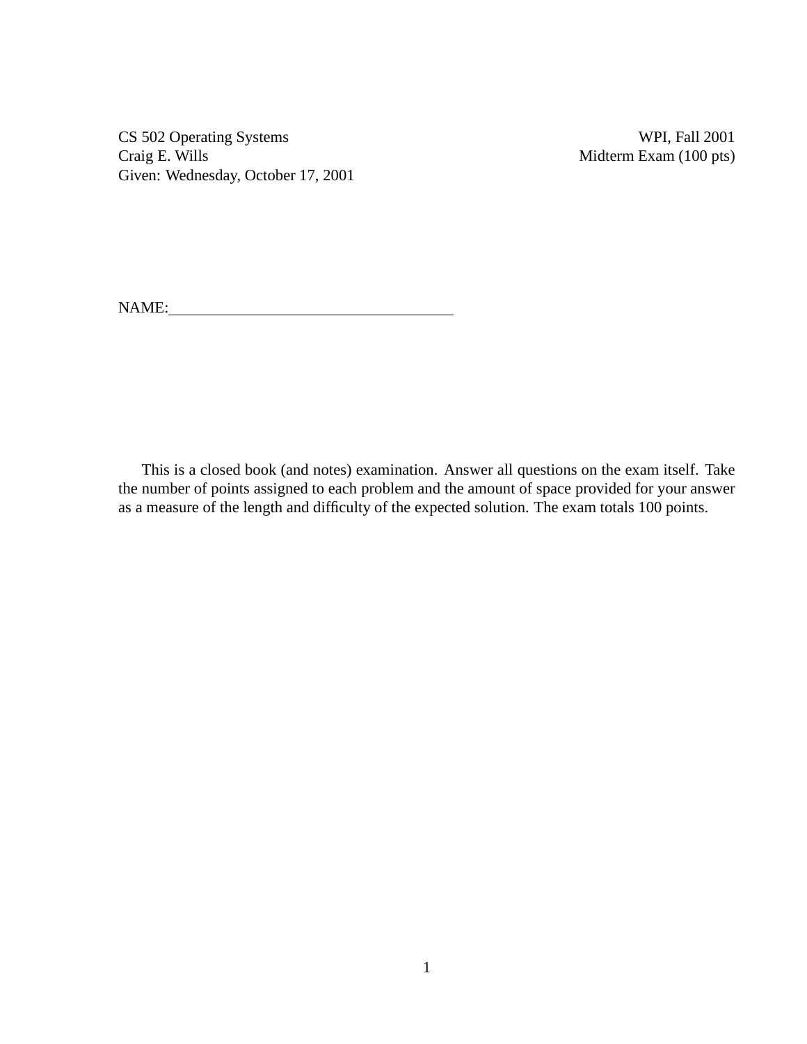CS 502 Operating Systems  
Craig E. Wills  
Given: Wednesday, October 17, 2001

WPI, Fall 2001  
Midterm Exam (100 pts)

NAME:\_\_\_\_\_\_\_\_\_\_\_\_\_\_\_\_\_\_\_\_\_\_\_\_\_\_\_\_\_\_\_\_\_\_\_\_

This is a closed book (and notes) examination. Answer all questions on the exam itself. Take the number of points assigned to each problem and the amount of space provided for your answer as a measure of the length and difficulty of the expected solution. The exam totals 100 points.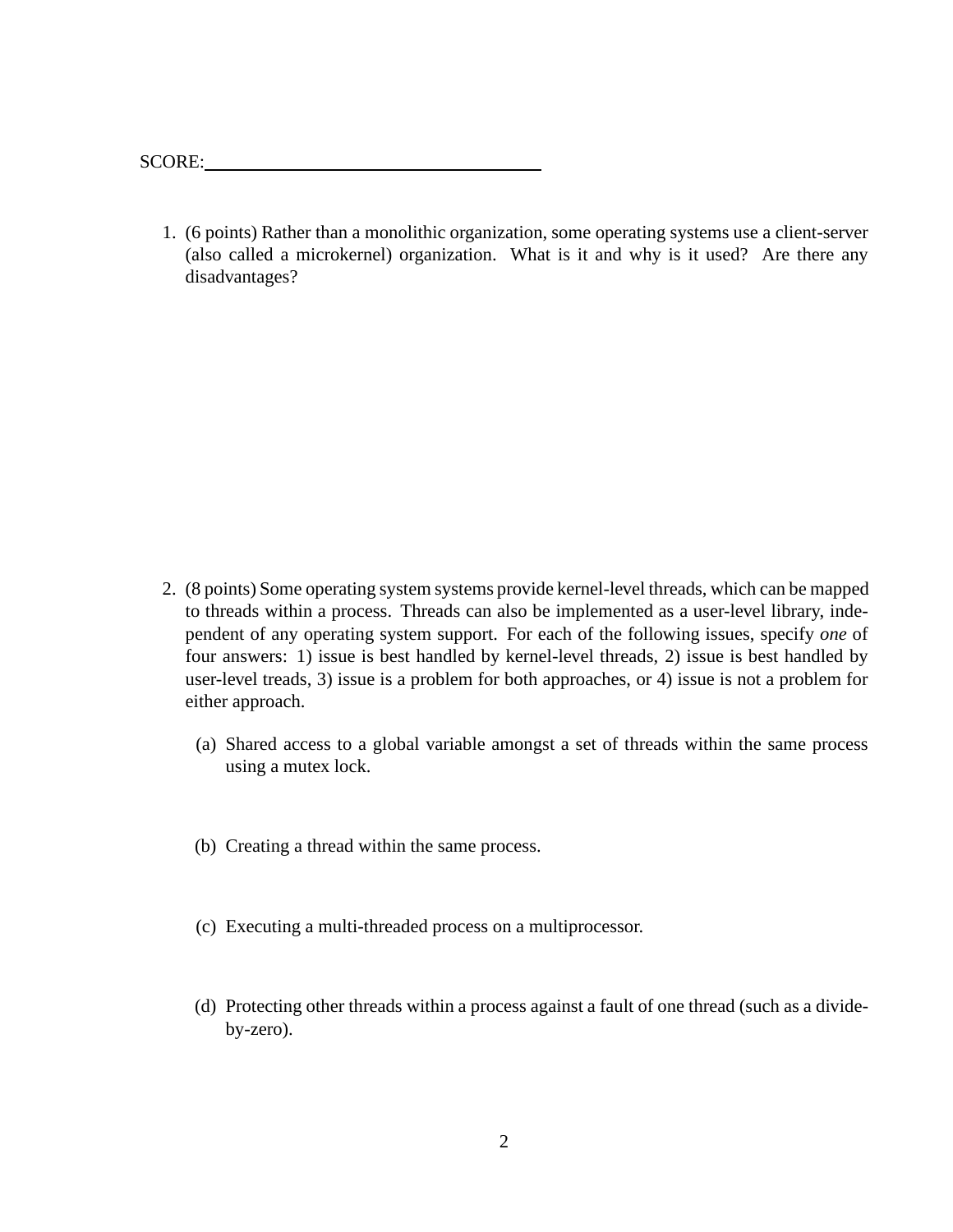SCORE:\_\_\_\_\_\_\_\_\_\_\_\_\_\_\_\_\_\_\_\_\_\_\_\_\_\_\_\_\_\_

1. (6 points) Rather than a monolithic organization, some operating systems use a client-server (also called a microkernel) organization. What is it and why is it used? Are there any disadvantages?

2. (8 points) Some operating system systems provide kernel-level threads, which can be mapped to threads within a process. Threads can also be implemented as a user-level library, independent of any operating system support. For each of the following issues, specify *one* of four answers: 1) issue is best handled by kernel-level threads, 2) issue is best handled by user-level treads, 3) issue is a problem for both approaches, or 4) issue is not a problem for either approach.

   (a) Shared access to a global variable amongst a set of threads within the same process using a mutex lock.

   (b) Creating a thread within the same process.

   (c) Executing a multi-threaded process on a multiprocessor.

   (d) Protecting other threads within a process against a fault of one thread (such as a divide-by-zero).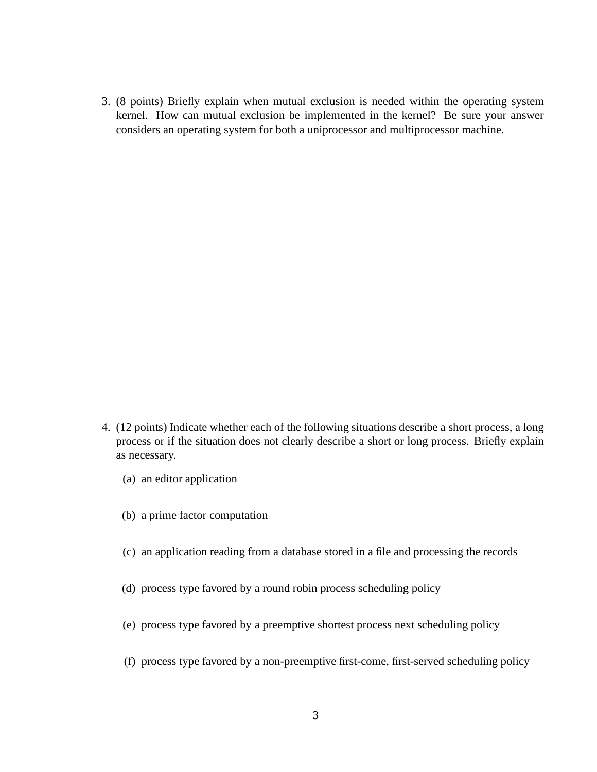3. (8 points) Briefly explain when mutual exclusion is needed within the operating system kernel. How can mutual exclusion be implemented in the kernel? Be sure your answer considers an operating system for both a uniprocessor and multiprocessor machine.

4. (12 points) Indicate whether each of the following situations describe a short process, a long process or if the situation does not clearly describe a short or long process. Briefly explain as necessary.

   (a) an editor application

   (b) a prime factor computation

   (c) an application reading from a database stored in a file and processing the records

   (d) process type favored by a round robin process scheduling policy

   (e) process type favored by a preemptive shortest process next scheduling policy

   (f) process type favored by a non-preemptive first-come, first-served scheduling policy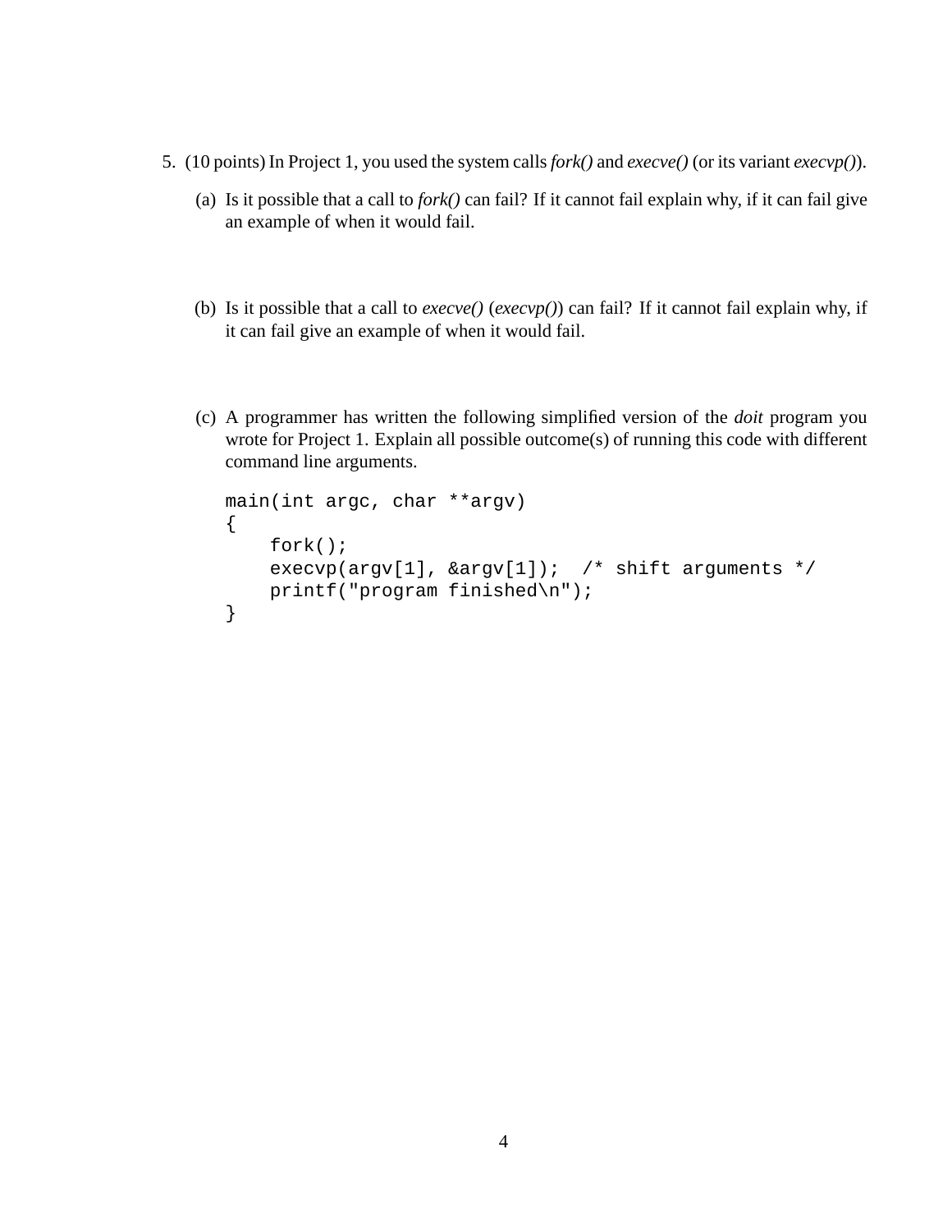5. (10 points) In Project 1, you used the system calls *fork()* and *execve()* (or its variant *execvp()*).

   (a) Is it possible that a call to *fork()* can fail? If it cannot fail explain why, if it can fail give an example of when it would fail.

   (b) Is it possible that a call to *execve()* (*execvp()*) can fail? If it cannot fail explain why, if it can fail give an example of when it would fail.

   (c) A programmer has written the following simplified version of the *doit* program you wrote for Project 1. Explain all possible outcome(s) of running this code with different command line arguments.

```
main(int argc, char **argv)
{
    fork();
    execvp(argv[1], &argv[1]);  /* shift arguments */
    printf("program finished\n");
}
```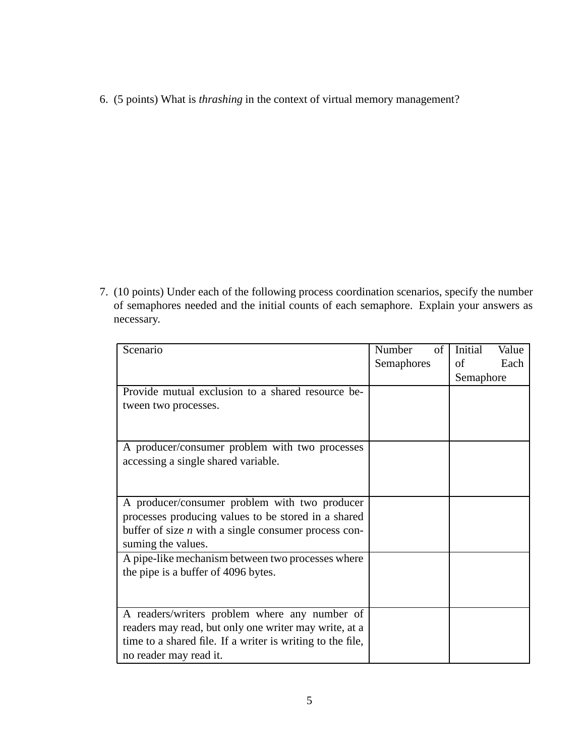6. (5 points) What is *thrashing* in the context of virtual memory management?

7. (10 points) Under each of the following process coordination scenarios, specify the number of semaphores needed and the initial counts of each semaphore. Explain your answers as necessary.

| Scenario | Number of Semaphores | Initial Value of Each Semaphore |
|---|---|---|
| Provide mutual exclusion to a shared resource between two processes. | | |
| A producer/consumer problem with two processes accessing a single shared variable. | | |
| A producer/consumer problem with two producer processes producing values to be stored in a shared buffer of size *n* with a single consumer process consuming the values. | | |
| A pipe-like mechanism between two processes where the pipe is a buffer of 4096 bytes. | | |
| A readers/writers problem where any number of readers may read, but only one writer may write, at a time to a shared file. If a writer is writing to the file, no reader may read it. | | |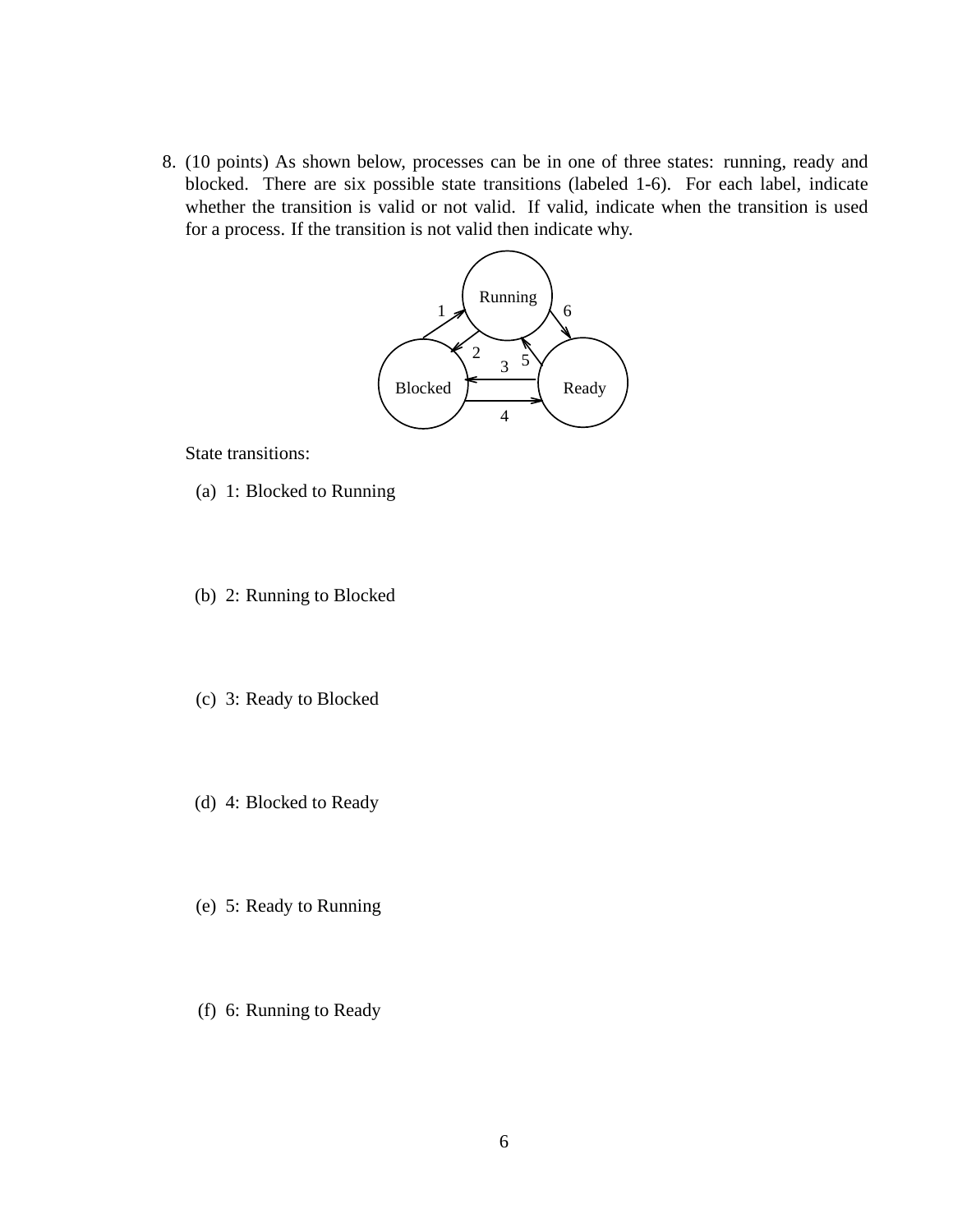8. (10 points) As shown below, processes can be in one of three states: running, ready and blocked. There are six possible state transitions (labeled 1-6). For each label, indicate whether the transition is valid or not valid. If valid, indicate when the transition is used for a process. If the transition is not valid then indicate why.

   State transitions:

   (a) 1: Blocked to Running

   (b) 2: Running to Blocked

   (c) 3: Ready to Blocked

   (d) 4: Blocked to Ready

   (e) 5: Ready to Running

   (f) 6: Running to Ready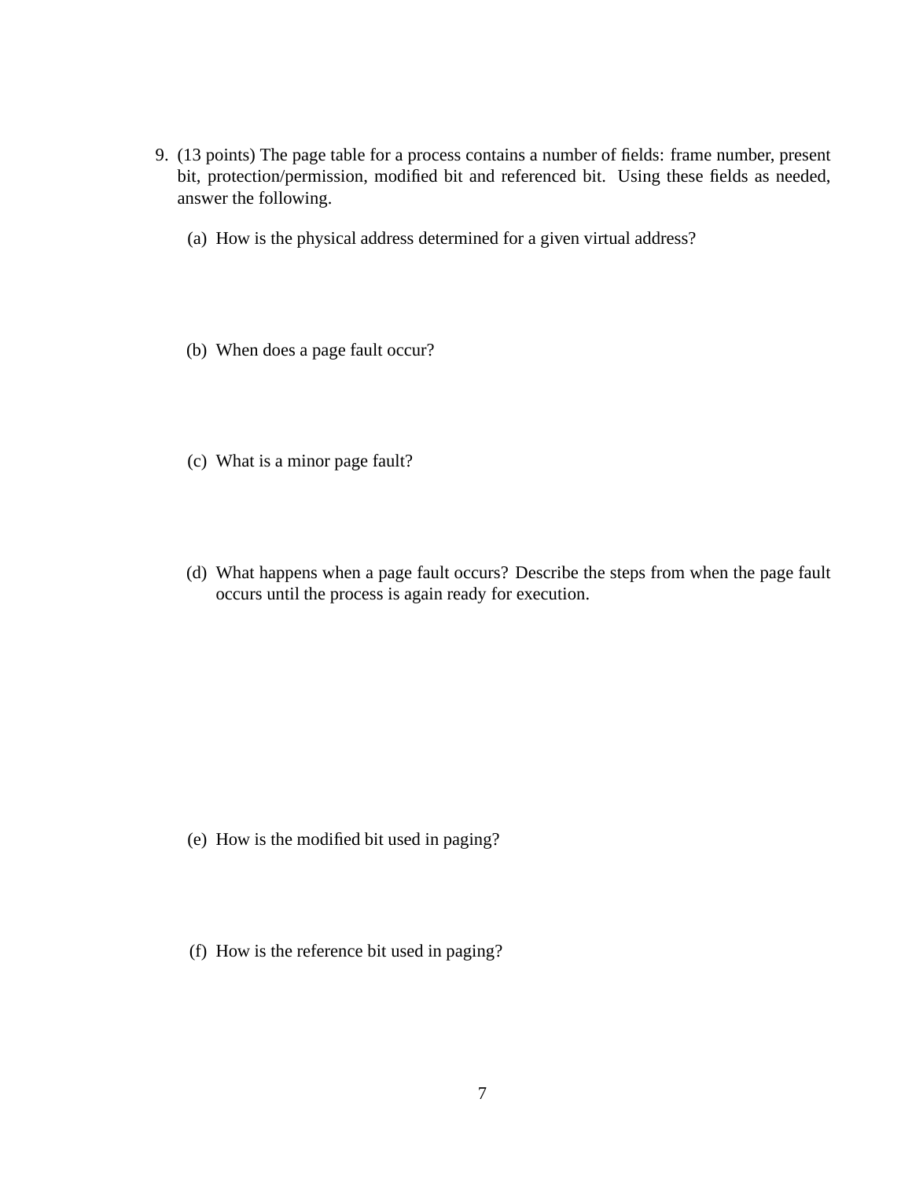9. (13 points) The page table for a process contains a number of fields: frame number, present bit, protection/permission, modified bit and referenced bit. Using these fields as needed, answer the following.

   (a) How is the physical address determined for a given virtual address?

   (b) When does a page fault occur?

   (c) What is a minor page fault?

   (d) What happens when a page fault occurs? Describe the steps from when the page fault occurs until the process is again ready for execution.

   (e) How is the modified bit used in paging?

   (f) How is the reference bit used in paging?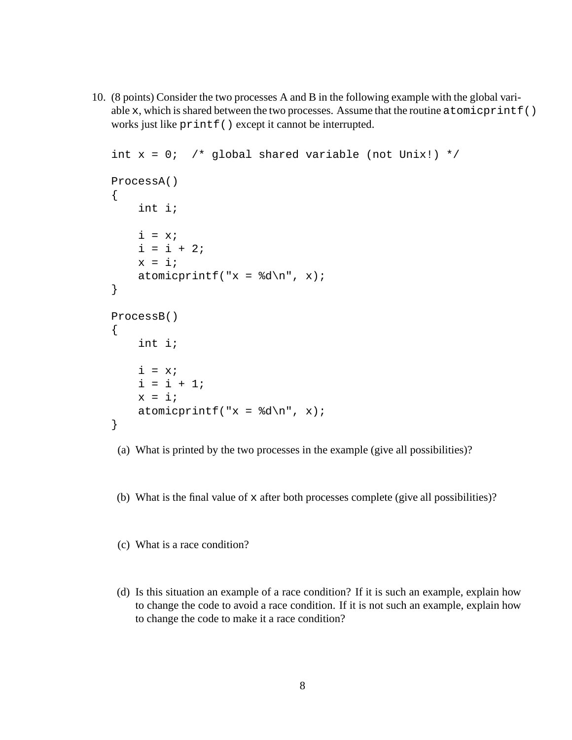10. (8 points) Consider the two processes A and B in the following example with the global variable `x`, which is shared between the two processes. Assume that the routine `atomicprintf()` works just like `printf()` except it cannot be interrupted.

```
int x = 0;  /* global shared variable (not Unix!) */

ProcessA()
{
    int i;

    i = x;
    i = i + 2;
    x = i;
    atomicprintf("x = %d\n", x);
}

ProcessB()
{
    int i;

    i = x;
    i = i + 1;
    x = i;
    atomicprintf("x = %d\n", x);
}
```

(a) What is printed by the two processes in the example (give all possibilities)?

(b) What is the final value of `x` after both processes complete (give all possibilities)?

(c) What is a race condition?

(d) Is this situation an example of a race condition? If it is such an example, explain how to change the code to avoid a race condition. If it is not such an example, explain how to change the code to make it a race condition?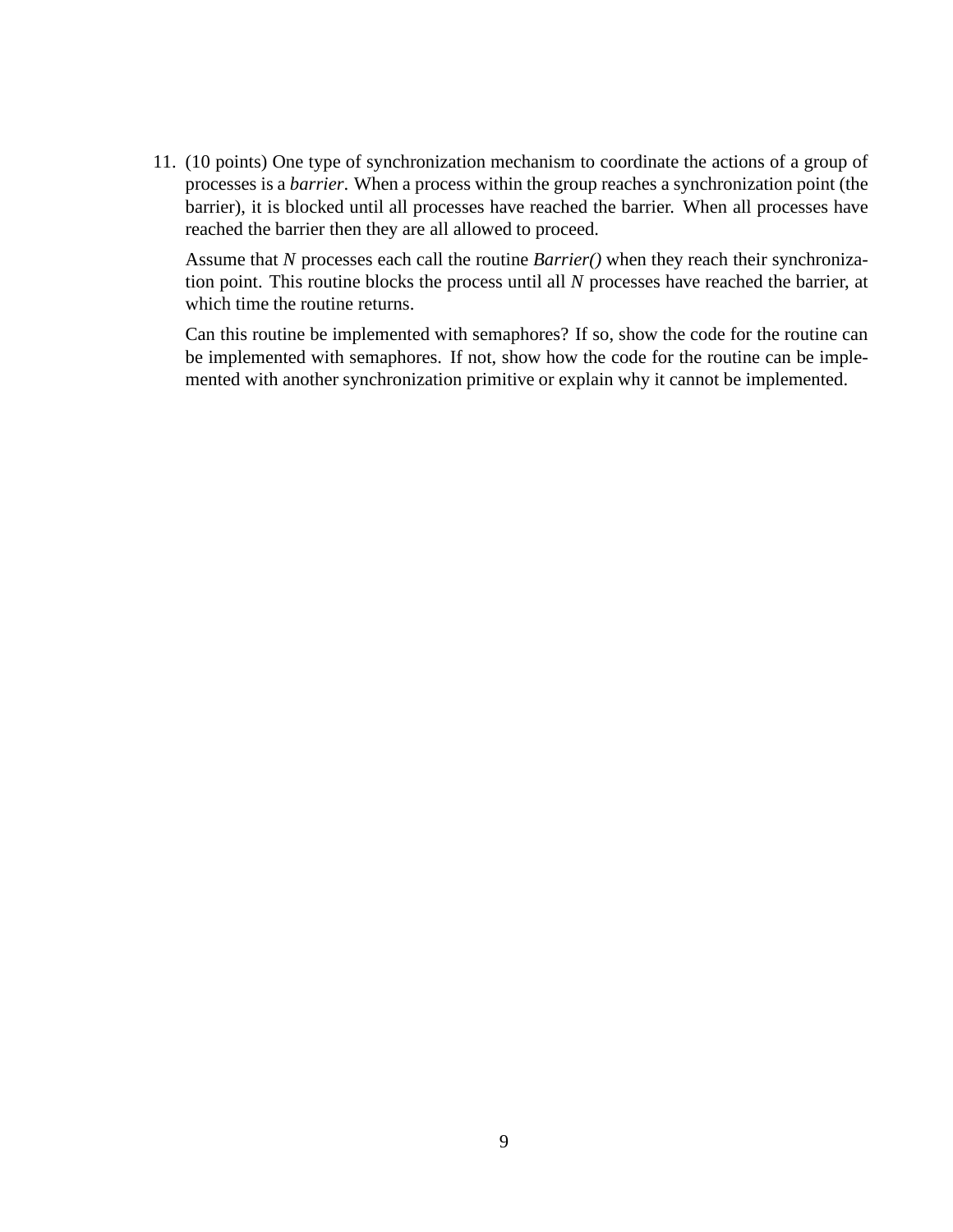11. (10 points) One type of synchronization mechanism to coordinate the actions of a group of processes is a *barrier*. When a process within the group reaches a synchronization point (the barrier), it is blocked until all processes have reached the barrier. When all processes have reached the barrier then they are all allowed to proceed.

    Assume that *N* processes each call the routine *Barrier()* when they reach their synchronization point. This routine blocks the process until all *N* processes have reached the barrier, at which time the routine returns.

    Can this routine be implemented with semaphores? If so, show the code for the routine can be implemented with semaphores. If not, show how the code for the routine can be implemented with another synchronization primitive or explain why it cannot be implemented.